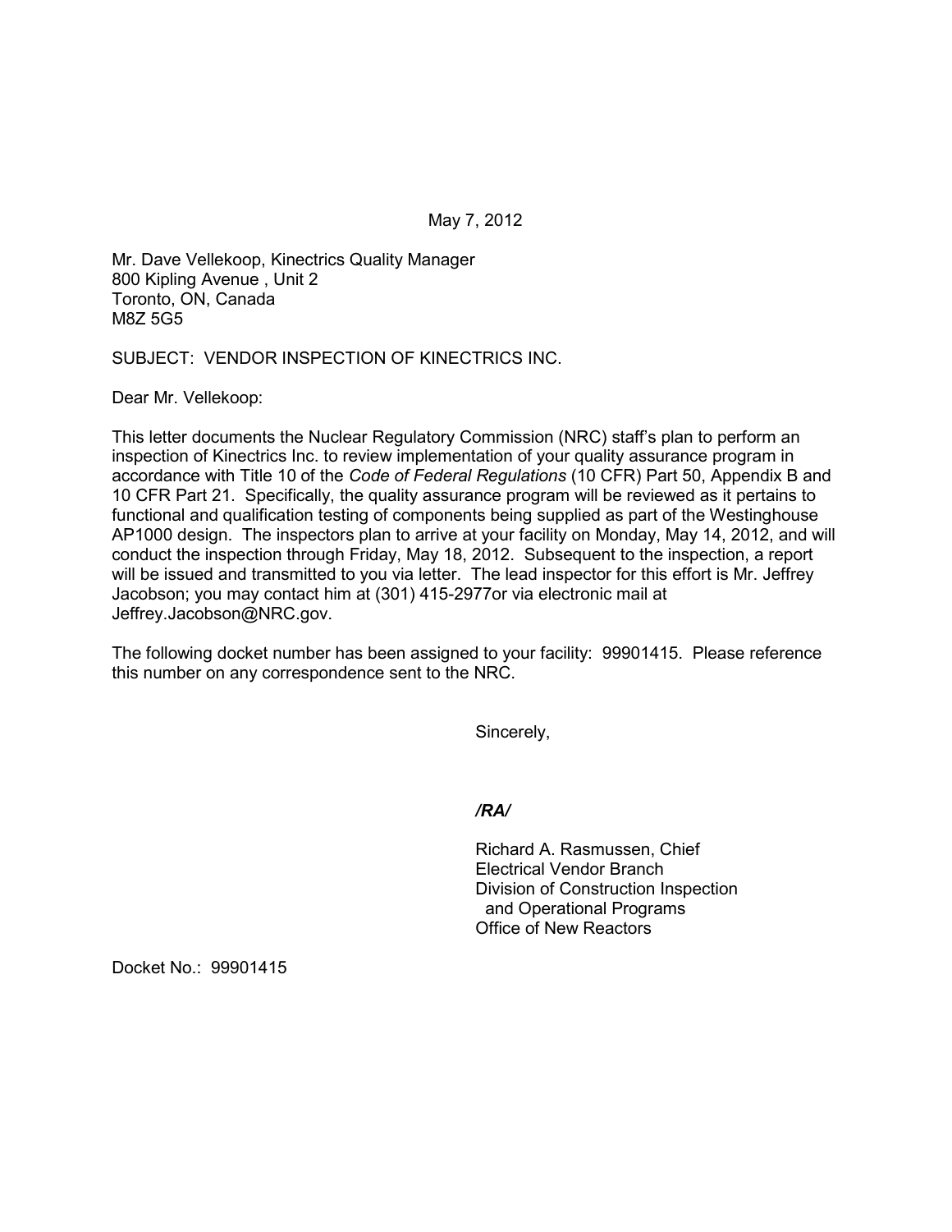May 7, 2012

Mr. Dave Vellekoop, Kinectrics Quality Manager
800 Kipling Avenue , Unit 2
Toronto, ON, Canada
M8Z 5G5

SUBJECT: VENDOR INSPECTION OF KINECTRICS INC.

Dear Mr. Vellekoop:

This letter documents the Nuclear Regulatory Commission (NRC) staff's plan to perform an inspection of Kinectrics Inc. to review implementation of your quality assurance program in accordance with Title 10 of the *Code of Federal Regulations* (10 CFR) Part 50, Appendix B and 10 CFR Part 21. Specifically, the quality assurance program will be reviewed as it pertains to functional and qualification testing of components being supplied as part of the Westinghouse AP1000 design. The inspectors plan to arrive at your facility on Monday, May 14, 2012, and will conduct the inspection through Friday, May 18, 2012. Subsequent to the inspection, a report will be issued and transmitted to you via letter. The lead inspector for this effort is Mr. Jeffrey Jacobson; you may contact him at (301) 415-2977or via electronic mail at Jeffrey.Jacobson@NRC.gov.

The following docket number has been assigned to your facility: 99901415. Please reference this number on any correspondence sent to the NRC.

Sincerely,

***/RA/***

Richard A. Rasmussen, Chief
Electrical Vendor Branch
Division of Construction Inspection
and Operational Programs
Office of New Reactors

Docket No.: 99901415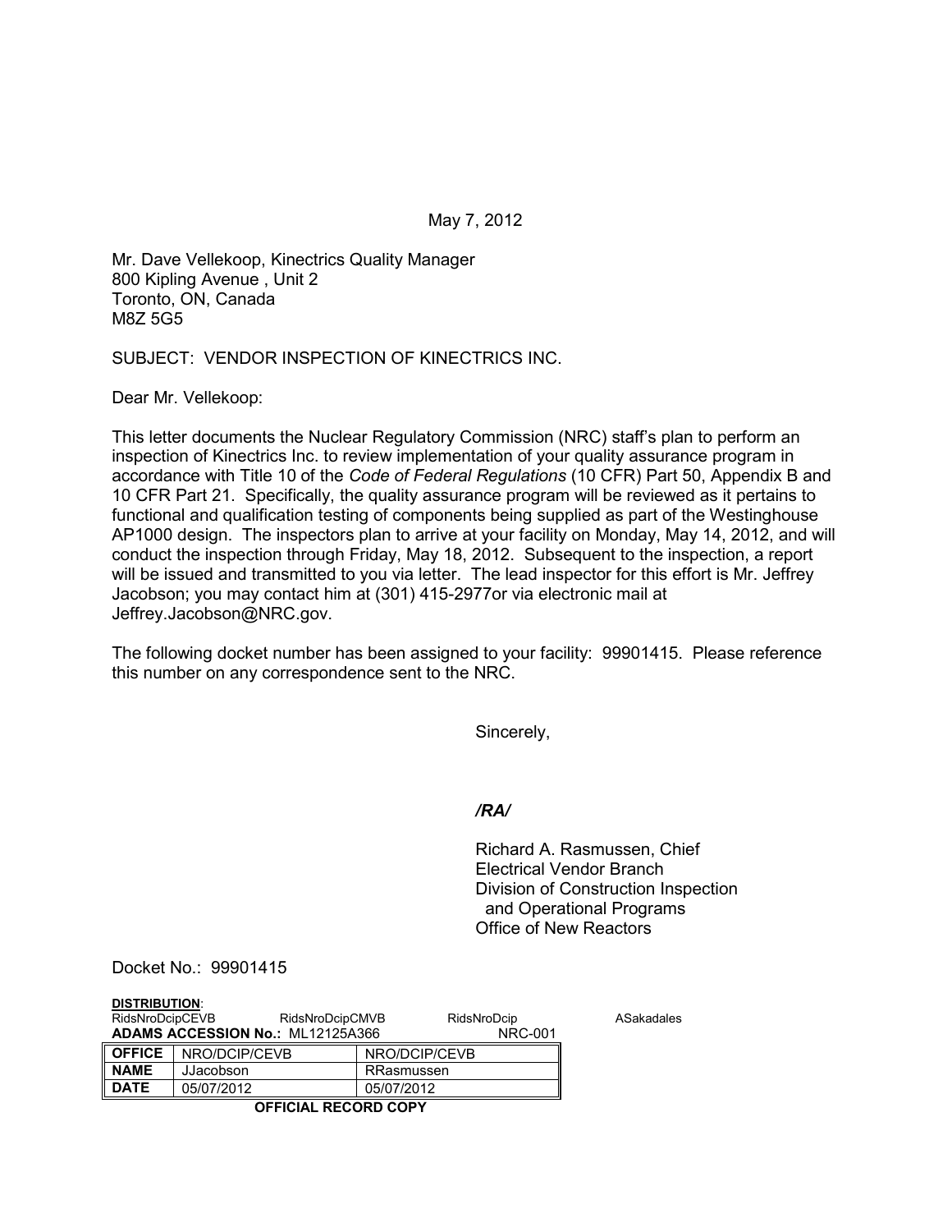May 7, 2012

Mr. Dave Vellekoop, Kinectrics Quality Manager
800 Kipling Avenue , Unit 2
Toronto, ON, Canada
M8Z 5G5

SUBJECT: VENDOR INSPECTION OF KINECTRICS INC.

Dear Mr. Vellekoop:

This letter documents the Nuclear Regulatory Commission (NRC) staff's plan to perform an inspection of Kinectrics Inc. to review implementation of your quality assurance program in accordance with Title 10 of the *Code of Federal Regulations* (10 CFR) Part 50, Appendix B and 10 CFR Part 21. Specifically, the quality assurance program will be reviewed as it pertains to functional and qualification testing of components being supplied as part of the Westinghouse AP1000 design. The inspectors plan to arrive at your facility on Monday, May 14, 2012, and will conduct the inspection through Friday, May 18, 2012. Subsequent to the inspection, a report will be issued and transmitted to you via letter. The lead inspector for this effort is Mr. Jeffrey Jacobson; you may contact him at (301) 415-2977or via electronic mail at Jeffrey.Jacobson@NRC.gov.

The following docket number has been assigned to your facility: 99901415. Please reference this number on any correspondence sent to the NRC.

Sincerely,

*/RA/*

Richard A. Rasmussen, Chief
Electrical Vendor Branch
Division of Construction Inspection
and Operational Programs
Office of New Reactors

Docket No.: 99901415

**DISTRIBUTION**:
RidsNroDcipCEVB RidsNroDcipCMVB RidsNroDcip ASakadales

**ADAMS ACCESSION No.:** ML12125A366 NRC-001

| | | |
|---|---|---|
| **OFFICE** | NRO/DCIP/CEVB | NRO/DCIP/CEVB |
| **NAME** | JJacobson | RRasmussen |
| **DATE** | 05/07/2012 | 05/07/2012 |

**OFFICIAL RECORD COPY**